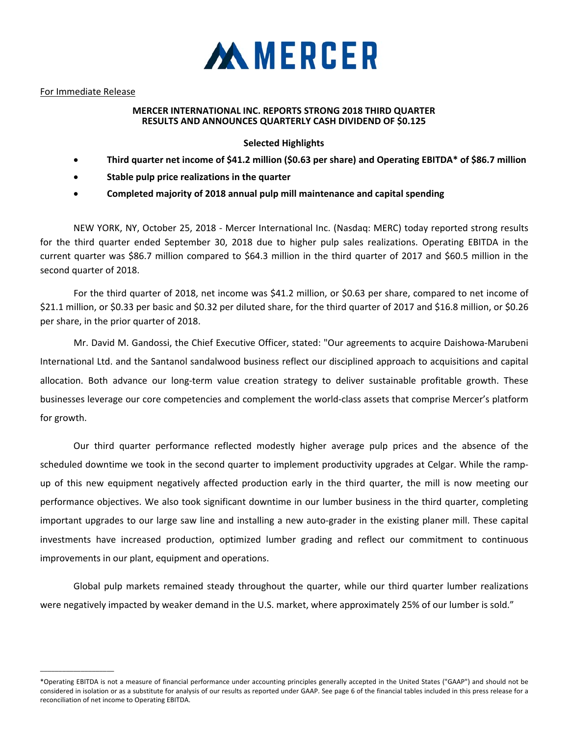MERCER

For Immediate Release

**MERCER INTERNATIONAL INC. REPORTS STRONG 2018 THIRD QUARTER RESULTS AND ANNOUNCES QUARTERLY CASH DIVIDEND OF $0.125**

**Selected Highlights**

- **Third quarter net income of $41.2 million ($0.63 per share) and Operating EBITDA* of $86.7 million**
- **Stable pulp price realizations in the quarter**
- **Completed majority of 2018 annual pulp mill maintenance and capital spending**

NEW YORK, NY, October 25, 2018 - Mercer International Inc. (Nasdaq: MERC) today reported strong results for the third quarter ended September 30, 2018 due to higher pulp sales realizations. Operating EBITDA in the current quarter was $86.7 million compared to $64.3 million in the third quarter of 2017 and $60.5 million in the second quarter of 2018.

For the third quarter of 2018, net income was $41.2 million, or $0.63 per share, compared to net income of $21.1 million, or $0.33 per basic and $0.32 per diluted share, for the third quarter of 2017 and $16.8 million, or $0.26 per share, in the prior quarter of 2018.

Mr. David M. Gandossi, the Chief Executive Officer, stated: "Our agreements to acquire Daishowa-Marubeni International Ltd. and the Santanol sandalwood business reflect our disciplined approach to acquisitions and capital allocation. Both advance our long-term value creation strategy to deliver sustainable profitable growth. These businesses leverage our core competencies and complement the world-class assets that comprise Mercer's platform for growth.

Our third quarter performance reflected modestly higher average pulp prices and the absence of the scheduled downtime we took in the second quarter to implement productivity upgrades at Celgar. While the ramp-up of this new equipment negatively affected production early in the third quarter, the mill is now meeting our performance objectives. We also took significant downtime in our lumber business in the third quarter, completing important upgrades to our large saw line and installing a new auto-grader in the existing planer mill. These capital investments have increased production, optimized lumber grading and reflect our commitment to continuous improvements in our plant, equipment and operations.

Global pulp markets remained steady throughout the quarter, while our third quarter lumber realizations were negatively impacted by weaker demand in the U.S. market, where approximately 25% of our lumber is sold."

---

*Operating EBITDA is not a measure of financial performance under accounting principles generally accepted in the United States ("GAAP") and should not be considered in isolation or as a substitute for analysis of our results as reported under GAAP. See page 6 of the financial tables included in this press release for a reconciliation of net income to Operating EBITDA.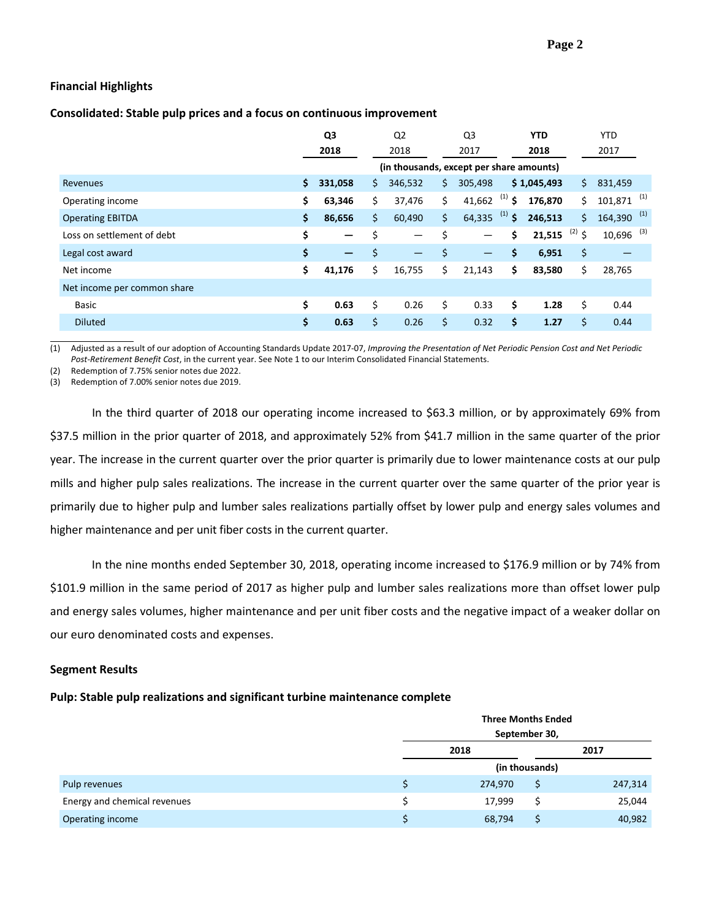### Financial Highlights

#### Consolidated: Stable pulp prices and a focus on continuous improvement

| | **Q3 2018** | Q2 2018 | Q3 2017 | **YTD 2018** | YTD 2017 |
|---|---|---|---|---|---|
| | (in thousands, except per share amounts) | | | | |
| Revenues | **$ 331,058** | $ 346,532 | $ 305,498 | **$ 1,045,493** | $ 831,459 |
| Operating income | **$ 63,346** | $ 37,476 | $ 41,662 (1) | **$ 176,870** | $ 101,871 (1) |
| Operating EBITDA | **$ 86,656** | $ 60,490 | $ 64,335 (1) | **$ 246,513** | $ 164,390 (1) |
| Loss on settlement of debt | **$ —** | $ — | $ — | **$ 21,515** (2) | $ 10,696 (3) |
| Legal cost award | **$ —** | $ — | $ — | **$ 6,951** | $ — |
| Net income | **$ 41,176** | $ 16,755 | $ 21,143 | **$ 83,580** | $ 28,765 |
| Net income per common share | | | | | |
| Basic | **$ 0.63** | $ 0.26 | $ 0.33 | **$ 1.28** | $ 0.44 |
| Diluted | **$ 0.63** | $ 0.26 | $ 0.32 | **$ 1.27** | $ 0.44 |

(1) Adjusted as a result of our adoption of Accounting Standards Update 2017-07, *Improving the Presentation of Net Periodic Pension Cost and Net Periodic Post-Retirement Benefit Cost*, in the current year. See Note 1 to our Interim Consolidated Financial Statements.

(2) Redemption of 7.75% senior notes due 2022.

(3) Redemption of 7.00% senior notes due 2019.

In the third quarter of 2018 our operating income increased to $63.3 million, or by approximately 69% from $37.5 million in the prior quarter of 2018, and approximately 52% from $41.7 million in the same quarter of the prior year. The increase in the current quarter over the prior quarter is primarily due to lower maintenance costs at our pulp mills and higher pulp sales realizations. The increase in the current quarter over the same quarter of the prior year is primarily due to higher pulp and lumber sales realizations partially offset by lower pulp and energy sales volumes and higher maintenance and per unit fiber costs in the current quarter.

In the nine months ended September 30, 2018, operating income increased to $176.9 million or by 74% from $101.9 million in the same period of 2017 as higher pulp and lumber sales realizations more than offset lower pulp and energy sales volumes, higher maintenance and per unit fiber costs and the negative impact of a weaker dollar on our euro denominated costs and expenses.

### Segment Results

#### Pulp: Stable pulp realizations and significant turbine maintenance complete

| | Three Months Ended September 30, | |
|---|---|---|
| | **2018** | **2017** |
| | (in thousands) | |
| Pulp revenues | $ 274,970 | $ 247,314 |
| Energy and chemical revenues | $ 17,999 | $ 25,044 |
| Operating income | $ 68,794 | $ 40,982 |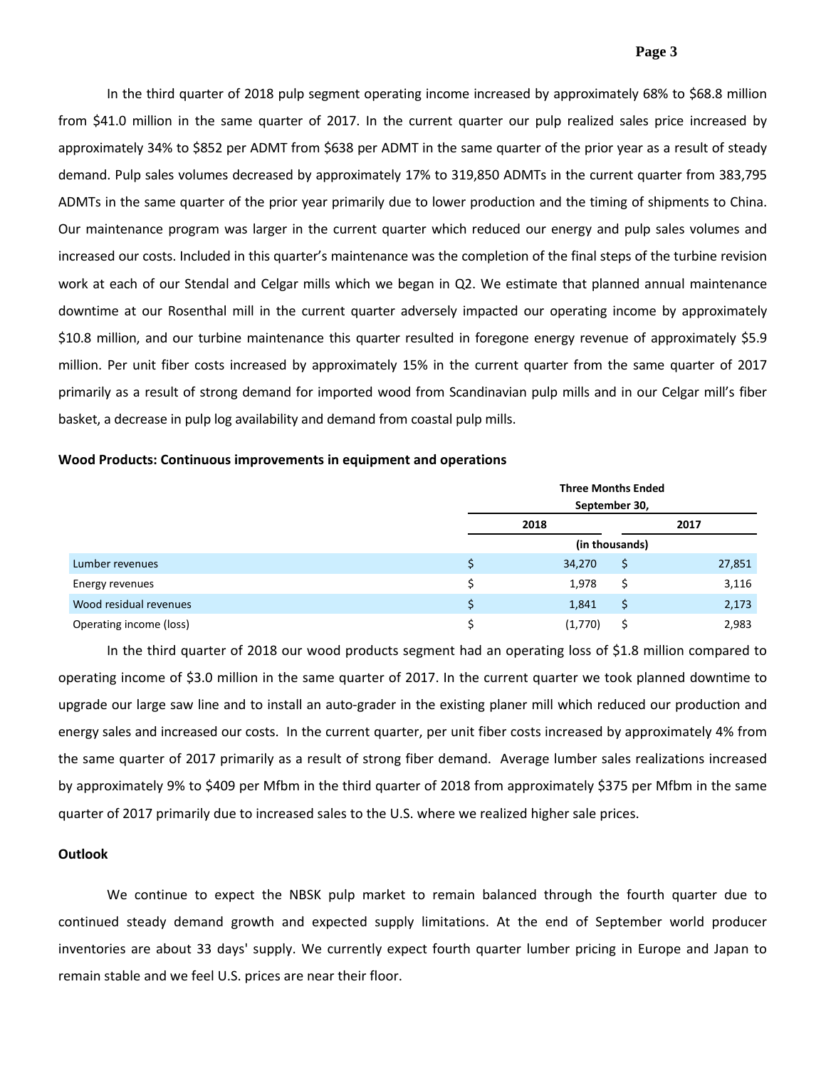In the third quarter of 2018 pulp segment operating income increased by approximately 68% to $68.8 million from $41.0 million in the same quarter of 2017. In the current quarter our pulp realized sales price increased by approximately 34% to $852 per ADMT from $638 per ADMT in the same quarter of the prior year as a result of steady demand. Pulp sales volumes decreased by approximately 17% to 319,850 ADMTs in the current quarter from 383,795 ADMTs in the same quarter of the prior year primarily due to lower production and the timing of shipments to China. Our maintenance program was larger in the current quarter which reduced our energy and pulp sales volumes and increased our costs. Included in this quarter's maintenance was the completion of the final steps of the turbine revision work at each of our Stendal and Celgar mills which we began in Q2. We estimate that planned annual maintenance downtime at our Rosenthal mill in the current quarter adversely impacted our operating income by approximately $10.8 million, and our turbine maintenance this quarter resulted in foregone energy revenue of approximately $5.9 million. Per unit fiber costs increased by approximately 15% in the current quarter from the same quarter of 2017 primarily as a result of strong demand for imported wood from Scandinavian pulp mills and in our Celgar mill's fiber basket, a decrease in pulp log availability and demand from coastal pulp mills.

**Wood Products: Continuous improvements in equipment and operations**

| | Three Months Ended September 30, | |
|---|---|---|
| | 2018 | 2017 |
| | (in thousands) | |
| Lumber revenues | $ 34,270 | $ 27,851 |
| Energy revenues | $ 1,978 | $ 3,116 |
| Wood residual revenues | $ 1,841 | $ 2,173 |
| Operating income (loss) | $ (1,770) | $ 2,983 |

In the third quarter of 2018 our wood products segment had an operating loss of $1.8 million compared to operating income of $3.0 million in the same quarter of 2017. In the current quarter we took planned downtime to upgrade our large saw line and to install an auto-grader in the existing planer mill which reduced our production and energy sales and increased our costs. In the current quarter, per unit fiber costs increased by approximately 4% from the same quarter of 2017 primarily as a result of strong fiber demand. Average lumber sales realizations increased by approximately 9% to $409 per Mfbm in the third quarter of 2018 from approximately $375 per Mfbm in the same quarter of 2017 primarily due to increased sales to the U.S. where we realized higher sale prices.

**Outlook**

We continue to expect the NBSK pulp market to remain balanced through the fourth quarter due to continued steady demand growth and expected supply limitations. At the end of September world producer inventories are about 33 days' supply. We currently expect fourth quarter lumber pricing in Europe and Japan to remain stable and we feel U.S. prices are near their floor.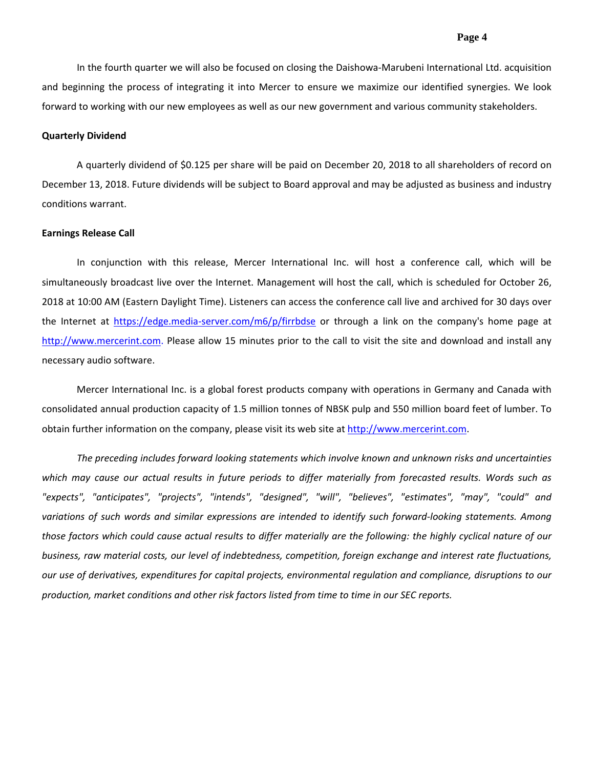In the fourth quarter we will also be focused on closing the Daishowa-Marubeni International Ltd. acquisition and beginning the process of integrating it into Mercer to ensure we maximize our identified synergies. We look forward to working with our new employees as well as our new government and various community stakeholders.

**Quarterly Dividend**

A quarterly dividend of $0.125 per share will be paid on December 20, 2018 to all shareholders of record on December 13, 2018. Future dividends will be subject to Board approval and may be adjusted as business and industry conditions warrant.

**Earnings Release Call**

In conjunction with this release, Mercer International Inc. will host a conference call, which will be simultaneously broadcast live over the Internet. Management will host the call, which is scheduled for October 26, 2018 at 10:00 AM (Eastern Daylight Time). Listeners can access the conference call live and archived for 30 days over the Internet at [https://edge.media-server.com/m6/p/firrbdse](https://edge.media-server.com/m6/p/firrbdse) or through a link on the company's home page at [http://www.mercerint.com](http://www.mercerint.com). Please allow 15 minutes prior to the call to visit the site and download and install any necessary audio software.

Mercer International Inc. is a global forest products company with operations in Germany and Canada with consolidated annual production capacity of 1.5 million tonnes of NBSK pulp and 550 million board feet of lumber. To obtain further information on the company, please visit its web site at [http://www.mercerint.com](http://www.mercerint.com).

*The preceding includes forward looking statements which involve known and unknown risks and uncertainties which may cause our actual results in future periods to differ materially from forecasted results. Words such as "expects", "anticipates", "projects", "intends", "designed", "will", "believes", "estimates", "may", "could" and variations of such words and similar expressions are intended to identify such forward-looking statements. Among those factors which could cause actual results to differ materially are the following: the highly cyclical nature of our business, raw material costs, our level of indebtedness, competition, foreign exchange and interest rate fluctuations, our use of derivatives, expenditures for capital projects, environmental regulation and compliance, disruptions to our production, market conditions and other risk factors listed from time to time in our SEC reports.*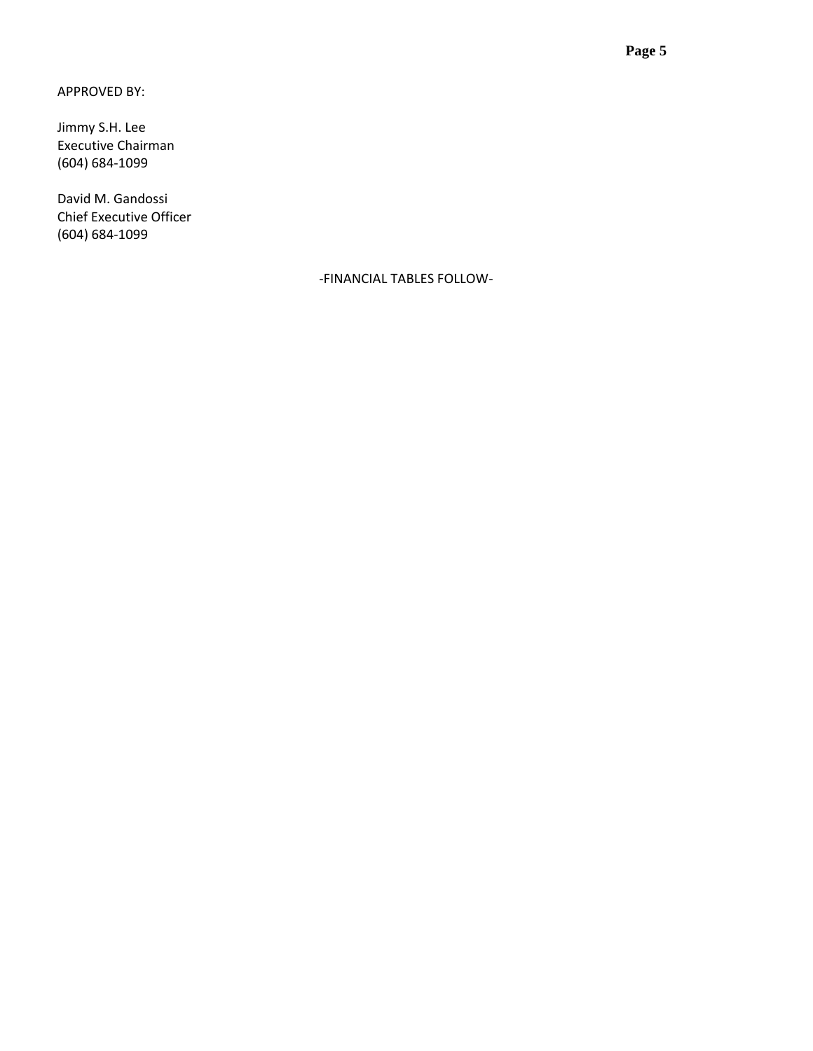APPROVED BY:

Jimmy S.H. Lee
Executive Chairman
(604) 684-1099

David M. Gandossi
Chief Executive Officer
(604) 684-1099

-FINANCIAL TABLES FOLLOW-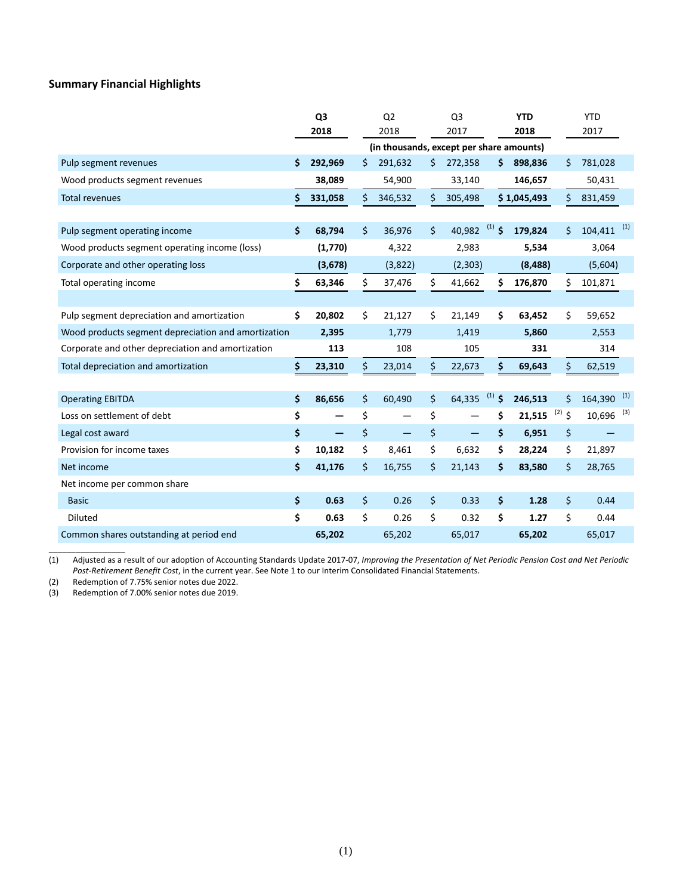## Summary Financial Highlights

| | Q3 2018 | Q2 2018 | Q3 2017 | YTD 2018 | YTD 2017 |
|---|---|---|---|---|---|
| | (in thousands, except per share amounts) | | | | |
| Pulp segment revenues | $ 292,969 | $ 291,632 | $ 272,358 | $ 898,836 | $ 781,028 |
| Wood products segment revenues | 38,089 | 54,900 | 33,140 | 146,657 | 50,431 |
| Total revenues | $ 331,058 | $ 346,532 | $ 305,498 | $ 1,045,493 | $ 831,459 |
| | | | | | |
| Pulp segment operating income | $ 68,794 | $ 36,976 | $ 40,982 [(1)] | $ 179,824 | $ 104,411 [(1)] |
| Wood products segment operating income (loss) | (1,770) | 4,322 | 2,983 | 5,534 | 3,064 |
| Corporate and other operating loss | (3,678) | (3,822) | (2,303) | (8,488) | (5,604) |
| Total operating income | $ 63,346 | $ 37,476 | $ 41,662 | $ 176,870 | $ 101,871 |
| | | | | | |
| Pulp segment depreciation and amortization | $ 20,802 | $ 21,127 | $ 21,149 | $ 63,452 | $ 59,652 |
| Wood products segment depreciation and amortization | 2,395 | 1,779 | 1,419 | 5,860 | 2,553 |
| Corporate and other depreciation and amortization | 113 | 108 | 105 | 331 | 314 |
| Total depreciation and amortization | $ 23,310 | $ 23,014 | $ 22,673 | $ 69,643 | $ 62,519 |
| | | | | | |
| Operating EBITDA | $ 86,656 | $ 60,490 | $ 64,335 [(1)] | $ 246,513 | $ 164,390 [(1)] |
| Loss on settlement of debt | $ — | $ — | $ — | $ 21,515 [(2)] | $ 10,696 [(3)] |
| Legal cost award | $ — | $ — | $ — | $ 6,951 | $ — |
| Provision for income taxes | $ 10,182 | $ 8,461 | $ 6,632 | $ 28,224 | $ 21,897 |
| Net income | $ 41,176 | $ 16,755 | $ 21,143 | $ 83,580 | $ 28,765 |
| Net income per common share | | | | | |
| Basic | $ 0.63 | $ 0.26 | $ 0.33 | $ 1.28 | $ 0.44 |
| Diluted | $ 0.63 | $ 0.26 | $ 0.32 | $ 1.27 | $ 0.44 |
| Common shares outstanding at period end | 65,202 | 65,202 | 65,017 | 65,202 | 65,017 |

(1) Adjusted as a result of our adoption of Accounting Standards Update 2017-07, *Improving the Presentation of Net Periodic Pension Cost and Net Periodic Post-Retirement Benefit Cost*, in the current year. See Note 1 to our Interim Consolidated Financial Statements.

(2) Redemption of 7.75% senior notes due 2022.

(3) Redemption of 7.00% senior notes due 2019.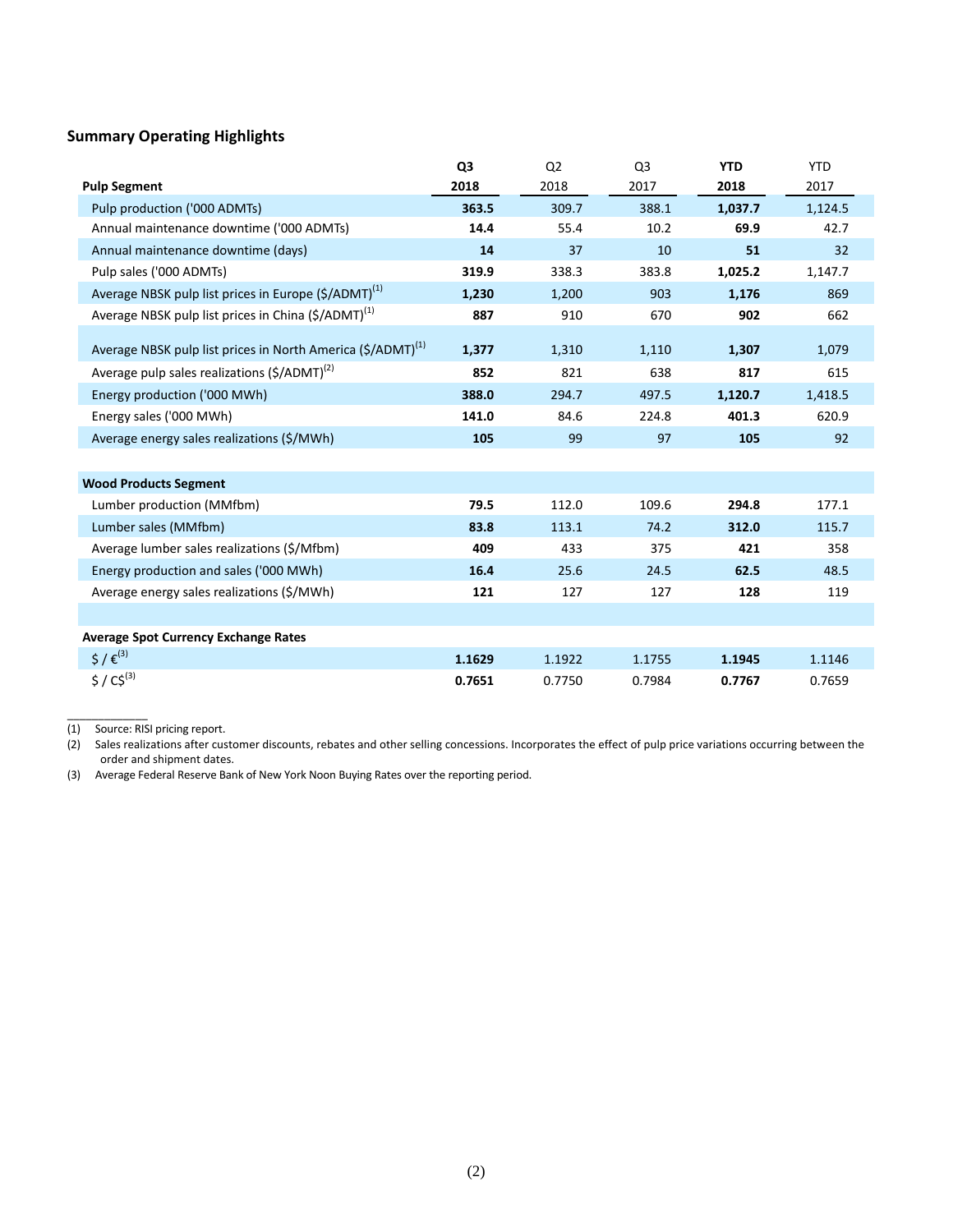## Summary Operating Highlights

| Pulp Segment | Q3 2018 | Q2 2018 | Q3 2017 | YTD 2018 | YTD 2017 |
|---|---|---|---|---|---|
| Pulp production ('000 ADMTs) | **363.5** | 309.7 | 388.1 | **1,037.7** | 1,124.5 |
| Annual maintenance downtime ('000 ADMTs) | **14.4** | 55.4 | 10.2 | **69.9** | 42.7 |
| Annual maintenance downtime (days) | **14** | 37 | 10 | **51** | 32 |
| Pulp sales ('000 ADMTs) | **319.9** | 338.3 | 383.8 | **1,025.2** | 1,147.7 |
| Average NBSK pulp list prices in Europe ($/ADMT)(1) | **1,230** | 1,200 | 903 | **1,176** | 869 |
| Average NBSK pulp list prices in China ($/ADMT)(1) | **887** | 910 | 670 | **902** | 662 |
| Average NBSK pulp list prices in North America ($/ADMT)(1) | **1,377** | 1,310 | 1,110 | **1,307** | 1,079 |
| Average pulp sales realizations ($/ADMT)(2) | **852** | 821 | 638 | **817** | 615 |
| Energy production ('000 MWh) | **388.0** | 294.7 | 497.5 | **1,120.7** | 1,418.5 |
| Energy sales ('000 MWh) | **141.0** | 84.6 | 224.8 | **401.3** | 620.9 |
| Average energy sales realizations ($/MWh) | **105** | 99 | 97 | **105** | 92 |
| | | | | | |
| **Wood Products Segment** | | | | | |
| Lumber production (MMfbm) | **79.5** | 112.0 | 109.6 | **294.8** | 177.1 |
| Lumber sales (MMfbm) | **83.8** | 113.1 | 74.2 | **312.0** | 115.7 |
| Average lumber sales realizations ($/Mfbm) | **409** | 433 | 375 | **421** | 358 |
| Energy production and sales ('000 MWh) | **16.4** | 25.6 | 24.5 | **62.5** | 48.5 |
| Average energy sales realizations ($/MWh) | **121** | 127 | 127 | **128** | 119 |
| | | | | | |
| **Average Spot Currency Exchange Rates** | | | | | |
| $ / €(3) | **1.1629** | 1.1922 | 1.1755 | **1.1945** | 1.1146 |
| $ / C$(3) | **0.7651** | 0.7750 | 0.7984 | **0.7767** | 0.7659 |

(1) Source: RISI pricing report.

(2) Sales realizations after customer discounts, rebates and other selling concessions. Incorporates the effect of pulp price variations occurring between the order and shipment dates.

(3) Average Federal Reserve Bank of New York Noon Buying Rates over the reporting period.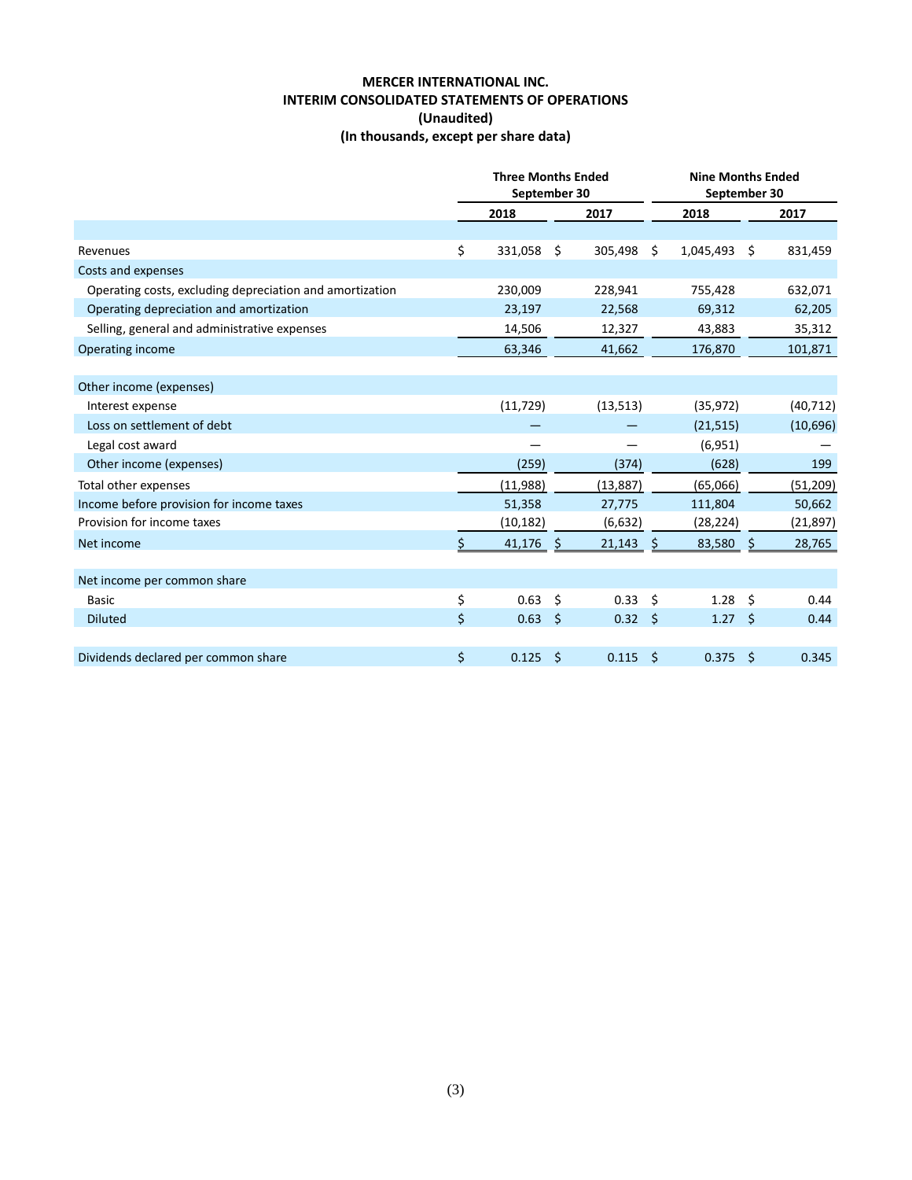# MERCER INTERNATIONAL INC.
## INTERIM CONSOLIDATED STATEMENTS OF OPERATIONS
### (Unaudited)
### (In thousands, except per share data)

| | Three Months Ended September 30 | | Nine Months Ended September 30 | |
|---|---|---|---|---|
| | 2018 | 2017 | 2018 | 2017 |
| Revenues | $ 331,058 | $ 305,498 | $ 1,045,493 | $ 831,459 |
| Costs and expenses | | | | |
| Operating costs, excluding depreciation and amortization | 230,009 | 228,941 | 755,428 | 632,071 |
| Operating depreciation and amortization | 23,197 | 22,568 | 69,312 | 62,205 |
| Selling, general and administrative expenses | 14,506 | 12,327 | 43,883 | 35,312 |
| Operating income | 63,346 | 41,662 | 176,870 | 101,871 |
| Other income (expenses) | | | | |
| Interest expense | (11,729) | (13,513) | (35,972) | (40,712) |
| Loss on settlement of debt | — | — | (21,515) | (10,696) |
| Legal cost award | — | — | (6,951) | — |
| Other income (expenses) | (259) | (374) | (628) | 199 |
| Total other expenses | (11,988) | (13,887) | (65,066) | (51,209) |
| Income before provision for income taxes | 51,358 | 27,775 | 111,804 | 50,662 |
| Provision for income taxes | (10,182) | (6,632) | (28,224) | (21,897) |
| Net income | $ 41,176 | $ 21,143 | $ 83,580 | $ 28,765 |
| Net income per common share | | | | |
| Basic | $ 0.63 | $ 0.33 | $ 1.28 | $ 0.44 |
| Diluted | $ 0.63 | $ 0.32 | $ 1.27 | $ 0.44 |
| Dividends declared per common share | $ 0.125 | $ 0.115 | $ 0.375 | $ 0.345 |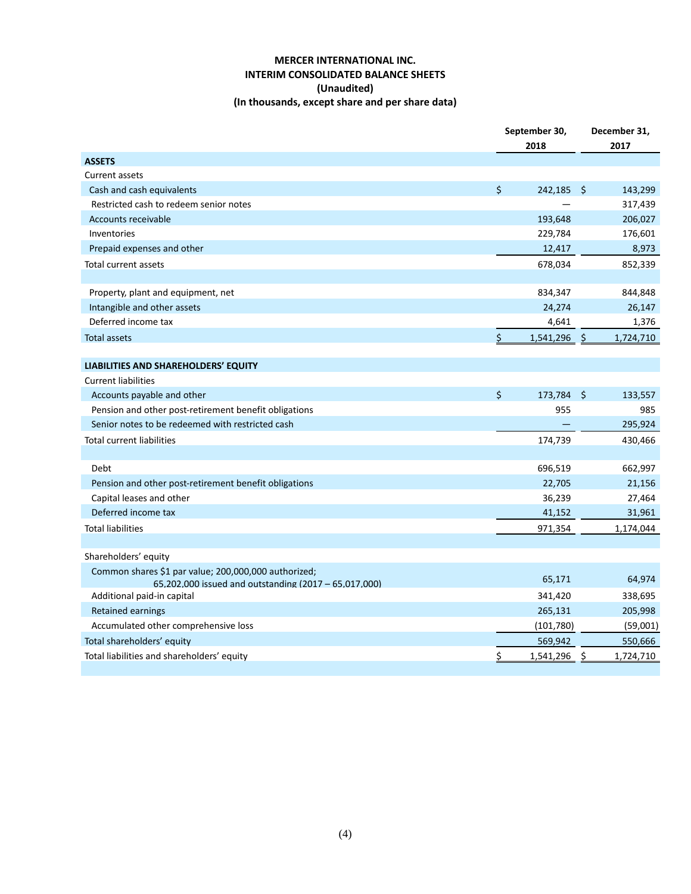# MERCER INTERNATIONAL INC.
## INTERIM CONSOLIDATED BALANCE SHEETS
### (Unaudited)
### (In thousands, except share and per share data)

| | September 30, 2018 | December 31, 2017 |
|---|---|---|
| **ASSETS** | | |
| Current assets | | |
| Cash and cash equivalents | $ 242,185 | $ 143,299 |
| Restricted cash to redeem senior notes | — | 317,439 |
| Accounts receivable | 193,648 | 206,027 |
| Inventories | 229,784 | 176,601 |
| Prepaid expenses and other | 12,417 | 8,973 |
| Total current assets | 678,034 | 852,339 |
| | | |
| Property, plant and equipment, net | 834,347 | 844,848 |
| Intangible and other assets | 24,274 | 26,147 |
| Deferred income tax | 4,641 | 1,376 |
| Total assets | $ 1,541,296 | $ 1,724,710 |
| | | |
| **LIABILITIES AND SHAREHOLDERS' EQUITY** | | |
| Current liabilities | | |
| Accounts payable and other | $ 173,784 | $ 133,557 |
| Pension and other post-retirement benefit obligations | 955 | 985 |
| Senior notes to be redeemed with restricted cash | — | 295,924 |
| Total current liabilities | 174,739 | 430,466 |
| | | |
| Debt | 696,519 | 662,997 |
| Pension and other post-retirement benefit obligations | 22,705 | 21,156 |
| Capital leases and other | 36,239 | 27,464 |
| Deferred income tax | 41,152 | 31,961 |
| Total liabilities | 971,354 | 1,174,044 |
| | | |
| Shareholders' equity | | |
| Common shares $1 par value; 200,000,000 authorized; 65,202,000 issued and outstanding (2017 – 65,017,000) | 65,171 | 64,974 |
| Additional paid-in capital | 341,420 | 338,695 |
| Retained earnings | 265,131 | 205,998 |
| Accumulated other comprehensive loss | (101,780) | (59,001) |
| Total shareholders' equity | 569,942 | 550,666 |
| Total liabilities and shareholders' equity | $ 1,541,296 | $ 1,724,710 |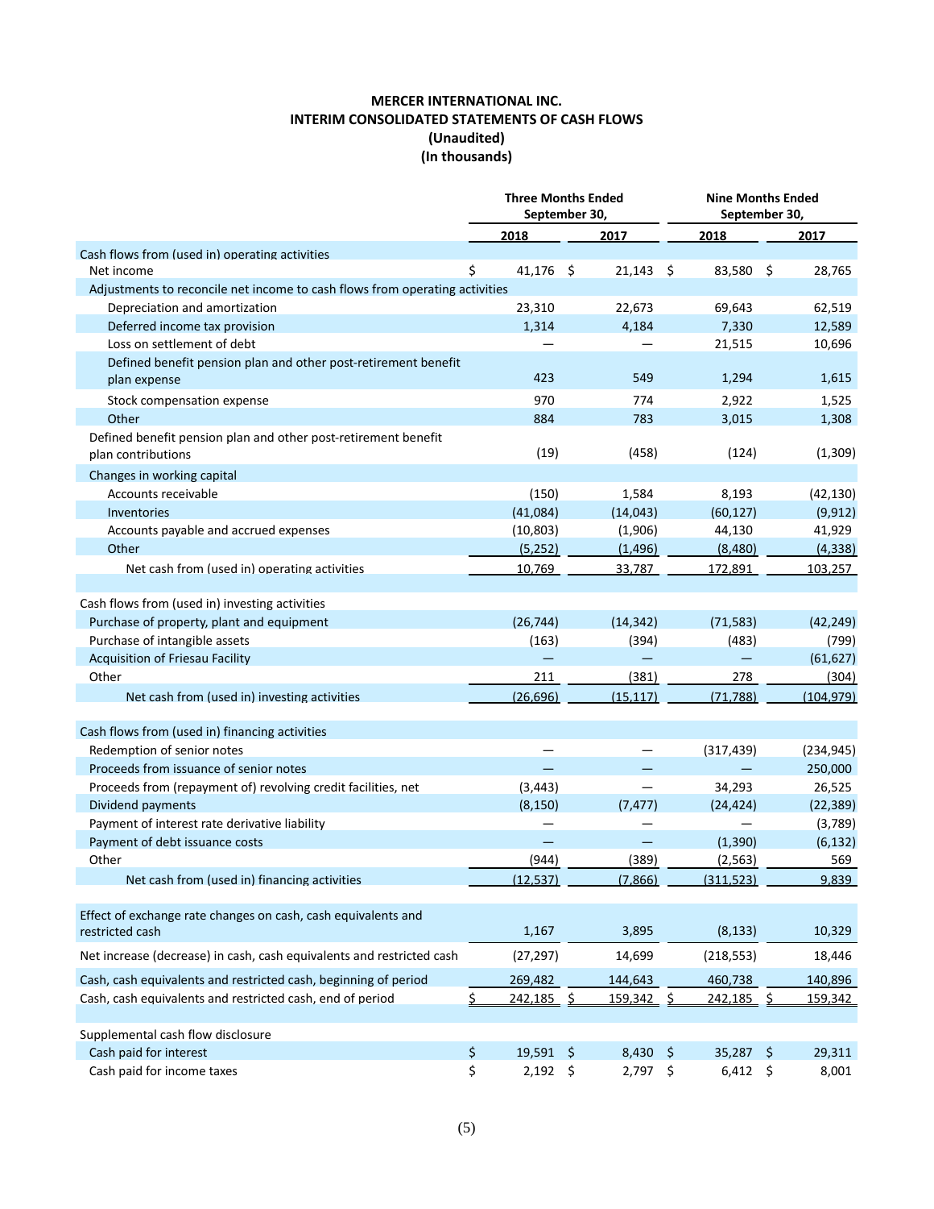# MERCER INTERNATIONAL INC.
## INTERIM CONSOLIDATED STATEMENTS OF CASH FLOWS
### (Unaudited)
### (In thousands)

| | Three Months Ended September 30, | | Nine Months Ended September 30, | |
|---|---|---|---|---|
| | 2018 | 2017 | 2018 | 2017 |
| **Cash flows from (used in) operating activities** | | | | |
| Net income | $ 41,176 | $ 21,143 | $ 83,580 | $ 28,765 |
| Adjustments to reconcile net income to cash flows from operating activities | | | | |
| Depreciation and amortization | 23,310 | 22,673 | 69,643 | 62,519 |
| Deferred income tax provision | 1,314 | 4,184 | 7,330 | 12,589 |
| Loss on settlement of debt | — | — | 21,515 | 10,696 |
| Defined benefit pension plan and other post-retirement benefit plan expense | 423 | 549 | 1,294 | 1,615 |
| Stock compensation expense | 970 | 774 | 2,922 | 1,525 |
| Other | 884 | 783 | 3,015 | 1,308 |
| Defined benefit pension plan and other post-retirement benefit plan contributions | (19) | (458) | (124) | (1,309) |
| Changes in working capital | | | | |
| Accounts receivable | (150) | 1,584 | 8,193 | (42,130) |
| Inventories | (41,084) | (14,043) | (60,127) | (9,912) |
| Accounts payable and accrued expenses | (10,803) | (1,906) | 44,130 | 41,929 |
| Other | (5,252) | (1,496) | (8,480) | (4,338) |
| Net cash from (used in) operating activities | 10,769 | 33,787 | 172,891 | 103,257 |
| **Cash flows from (used in) investing activities** | | | | |
| Purchase of property, plant and equipment | (26,744) | (14,342) | (71,583) | (42,249) |
| Purchase of intangible assets | (163) | (394) | (483) | (799) |
| Acquisition of Friesau Facility | — | — | — | (61,627) |
| Other | 211 | (381) | 278 | (304) |
| Net cash from (used in) investing activities | (26,696) | (15,117) | (71,788) | (104,979) |
| **Cash flows from (used in) financing activities** | | | | |
| Redemption of senior notes | — | — | (317,439) | (234,945) |
| Proceeds from issuance of senior notes | — | — | — | 250,000 |
| Proceeds from (repayment of) revolving credit facilities, net | (3,443) | — | 34,293 | 26,525 |
| Dividend payments | (8,150) | (7,477) | (24,424) | (22,389) |
| Payment of interest rate derivative liability | — | — | — | (3,789) |
| Payment of debt issuance costs | — | — | (1,390) | (6,132) |
| Other | (944) | (389) | (2,563) | 569 |
| Net cash from (used in) financing activities | (12,537) | (7,866) | (311,523) | 9,839 |
| Effect of exchange rate changes on cash, cash equivalents and restricted cash | 1,167 | 3,895 | (8,133) | 10,329 |
| Net increase (decrease) in cash, cash equivalents and restricted cash | (27,297) | 14,699 | (218,553) | 18,446 |
| Cash, cash equivalents and restricted cash, beginning of period | 269,482 | 144,643 | 460,738 | 140,896 |
| Cash, cash equivalents and restricted cash, end of period | $ 242,185 | $ 159,342 | $ 242,185 | $ 159,342 |
| **Supplemental cash flow disclosure** | | | | |
| Cash paid for interest | $ 19,591 | $ 8,430 | $ 35,287 | $ 29,311 |
| Cash paid for income taxes | $ 2,192 | $ 2,797 | $ 6,412 | $ 8,001 |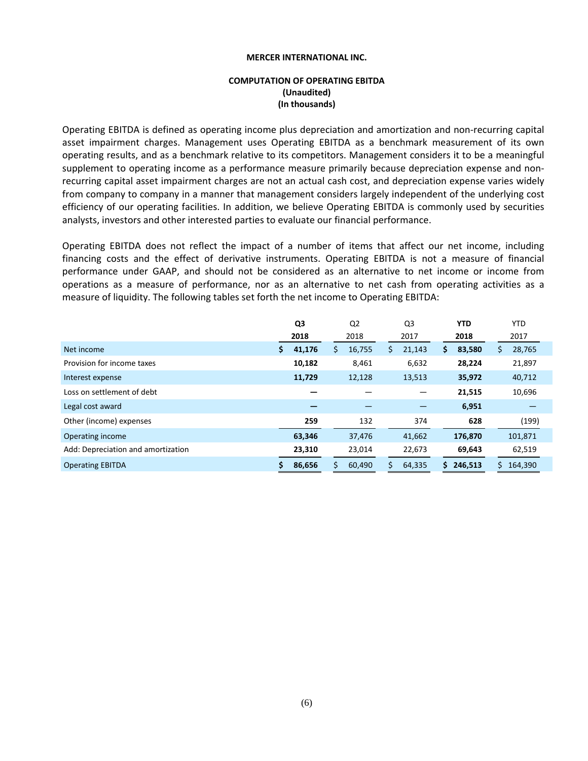**MERCER INTERNATIONAL INC.**

**COMPUTATION OF OPERATING EBITDA**
**(Unaudited)**
**(In thousands)**

Operating EBITDA is defined as operating income plus depreciation and amortization and non-recurring capital asset impairment charges. Management uses Operating EBITDA as a benchmark measurement of its own operating results, and as a benchmark relative to its competitors. Management considers it to be a meaningful supplement to operating income as a performance measure primarily because depreciation expense and non-recurring capital asset impairment charges are not an actual cash cost, and depreciation expense varies widely from company to company in a manner that management considers largely independent of the underlying cost efficiency of our operating facilities. In addition, we believe Operating EBITDA is commonly used by securities analysts, investors and other interested parties to evaluate our financial performance.

Operating EBITDA does not reflect the impact of a number of items that affect our net income, including financing costs and the effect of derivative instruments. Operating EBITDA is not a measure of financial performance under GAAP, and should not be considered as an alternative to net income or income from operations as a measure of performance, nor as an alternative to net cash from operating activities as a measure of liquidity. The following tables set forth the net income to Operating EBITDA:

| | **Q3 2018** | Q2 2018 | Q3 2017 | **YTD 2018** | YTD 2017 |
|---|---|---|---|---|---|
| Net income | **$ 41,176** | $ 16,755 | $ 21,143 | **$ 83,580** | $ 28,765 |
| Provision for income taxes | **10,182** | 8,461 | 6,632 | **28,224** | 21,897 |
| Interest expense | **11,729** | 12,128 | 13,513 | **35,972** | 40,712 |
| Loss on settlement of debt | **—** | — | — | **21,515** | 10,696 |
| Legal cost award | **—** | — | — | **6,951** | — |
| Other (income) expenses | **259** | 132 | 374 | **628** | (199) |
| Operating income | **63,346** | 37,476 | 41,662 | **176,870** | 101,871 |
| Add: Depreciation and amortization | **23,310** | 23,014 | 22,673 | **69,643** | 62,519 |
| Operating EBITDA | **$ 86,656** | $ 60,490 | $ 64,335 | **$ 246,513** | $ 164,390 |